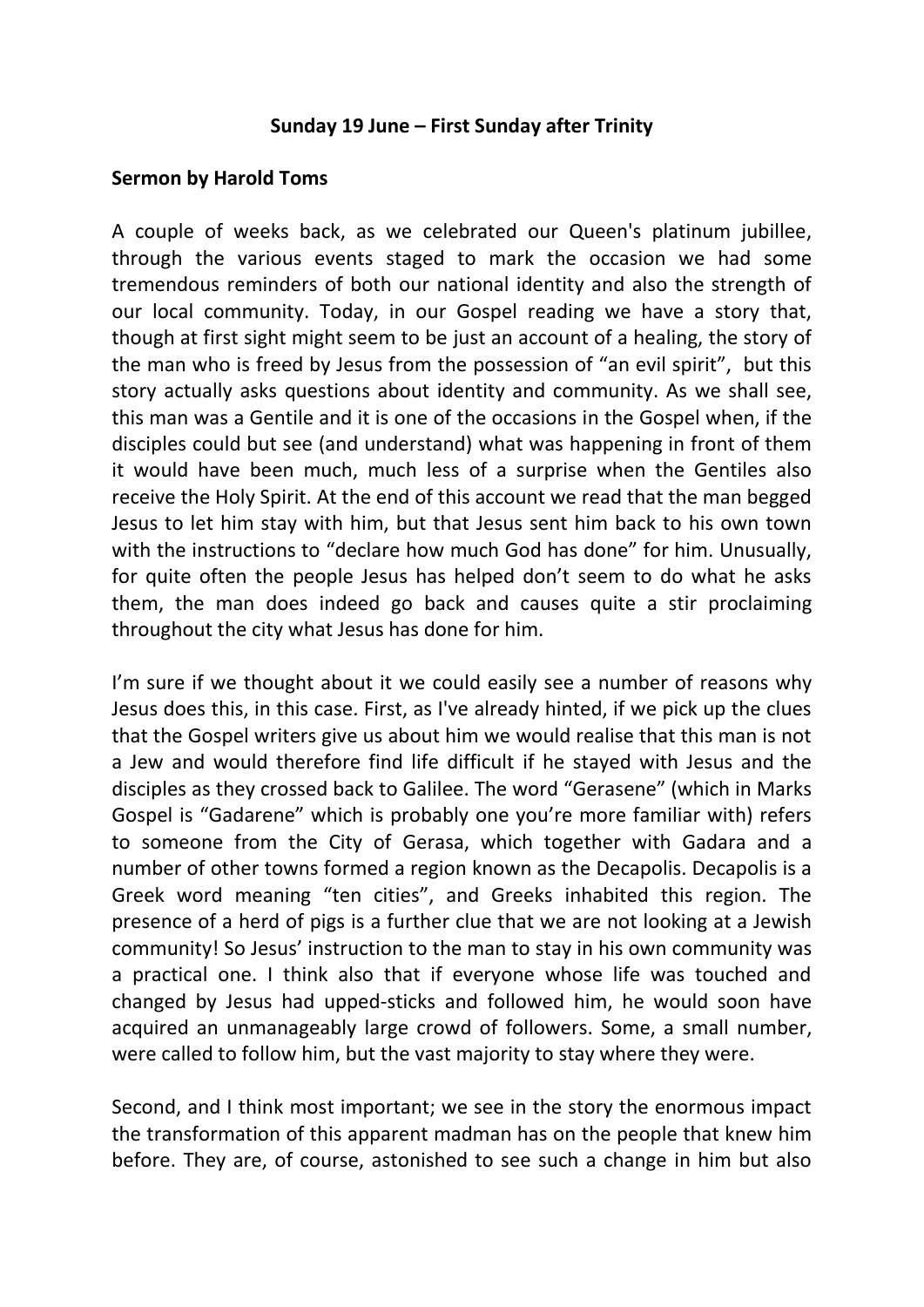**Sunday 19 June – First Sunday after Trinity**

**Sermon by Harold Toms**

A couple of weeks back, as we celebrated our Queen's platinum jubillee, through the various events staged to mark the occasion we had some tremendous reminders of both our national identity and also the strength of our local community. Today, in our Gospel reading we have a story that, though at first sight might seem to be just an account of a healing, the story of the man who is freed by Jesus from the possession of "an evil spirit", but this story actually asks questions about identity and community. As we shall see, this man was a Gentile and it is one of the occasions in the Gospel when, if the disciples could but see (and understand) what was happening in front of them it would have been much, much less of a surprise when the Gentiles also receive the Holy Spirit. At the end of this account we read that the man begged Jesus to let him stay with him, but that Jesus sent him back to his own town with the instructions to "declare how much God has done" for him. Unusually, for quite often the people Jesus has helped don't seem to do what he asks them, the man does indeed go back and causes quite a stir proclaiming throughout the city what Jesus has done for him.

I'm sure if we thought about it we could easily see a number of reasons why Jesus does this, in this case. First, as I've already hinted, if we pick up the clues that the Gospel writers give us about him we would realise that this man is not a Jew and would therefore find life difficult if he stayed with Jesus and the disciples as they crossed back to Galilee. The word "Gerasene" (which in Marks Gospel is "Gadarene" which is probably one you're more familiar with) refers to someone from the City of Gerasa, which together with Gadara and a number of other towns formed a region known as the Decapolis. Decapolis is a Greek word meaning "ten cities", and Greeks inhabited this region. The presence of a herd of pigs is a further clue that we are not looking at a Jewish community! So Jesus' instruction to the man to stay in his own community was a practical one. I think also that if everyone whose life was touched and changed by Jesus had upped-sticks and followed him, he would soon have acquired an unmanageably large crowd of followers. Some, a small number, were called to follow him, but the vast majority to stay where they were.

Second, and I think most important; we see in the story the enormous impact the transformation of this apparent madman has on the people that knew him before. They are, of course, astonished to see such a change in him but also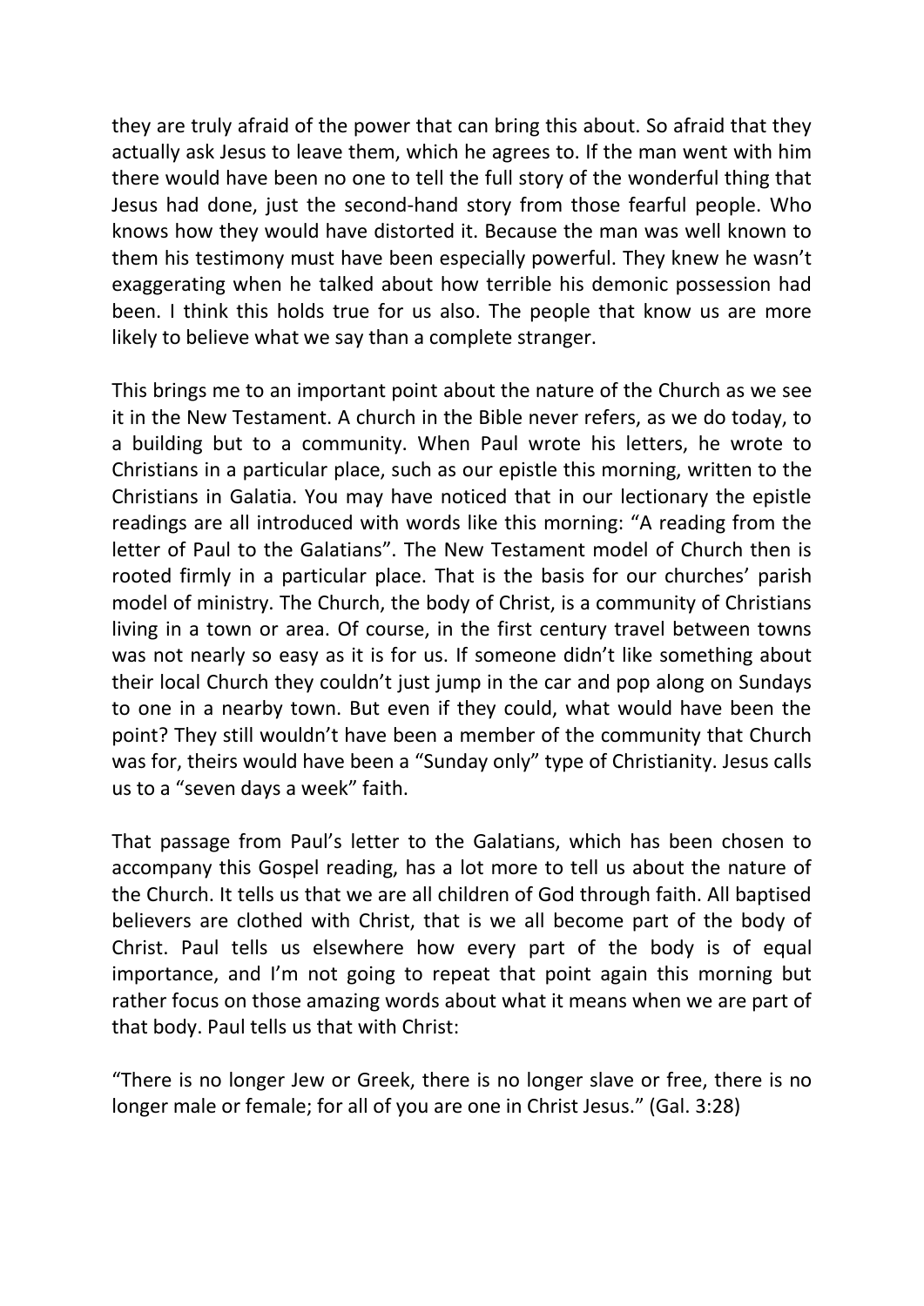they are truly afraid of the power that can bring this about. So afraid that they actually ask Jesus to leave them, which he agrees to. If the man went with him there would have been no one to tell the full story of the wonderful thing that Jesus had done, just the second-hand story from those fearful people. Who knows how they would have distorted it. Because the man was well known to them his testimony must have been especially powerful. They knew he wasn't exaggerating when he talked about how terrible his demonic possession had been. I think this holds true for us also. The people that know us are more likely to believe what we say than a complete stranger.

This brings me to an important point about the nature of the Church as we see it in the New Testament. A church in the Bible never refers, as we do today, to a building but to a community. When Paul wrote his letters, he wrote to Christians in a particular place, such as our epistle this morning, written to the Christians in Galatia. You may have noticed that in our lectionary the epistle readings are all introduced with words like this morning: "A reading from the letter of Paul to the Galatians". The New Testament model of Church then is rooted firmly in a particular place. That is the basis for our churches' parish model of ministry. The Church, the body of Christ, is a community of Christians living in a town or area. Of course, in the first century travel between towns was not nearly so easy as it is for us. If someone didn't like something about their local Church they couldn't just jump in the car and pop along on Sundays to one in a nearby town. But even if they could, what would have been the point? They still wouldn't have been a member of the community that Church was for, theirs would have been a "Sunday only" type of Christianity. Jesus calls us to a "seven days a week" faith.

That passage from Paul's letter to the Galatians, which has been chosen to accompany this Gospel reading, has a lot more to tell us about the nature of the Church. It tells us that we are all children of God through faith. All baptised believers are clothed with Christ, that is we all become part of the body of Christ. Paul tells us elsewhere how every part of the body is of equal importance, and I'm not going to repeat that point again this morning but rather focus on those amazing words about what it means when we are part of that body. Paul tells us that with Christ:

"There is no longer Jew or Greek, there is no longer slave or free, there is no longer male or female; for all of you are one in Christ Jesus." (Gal. 3:28)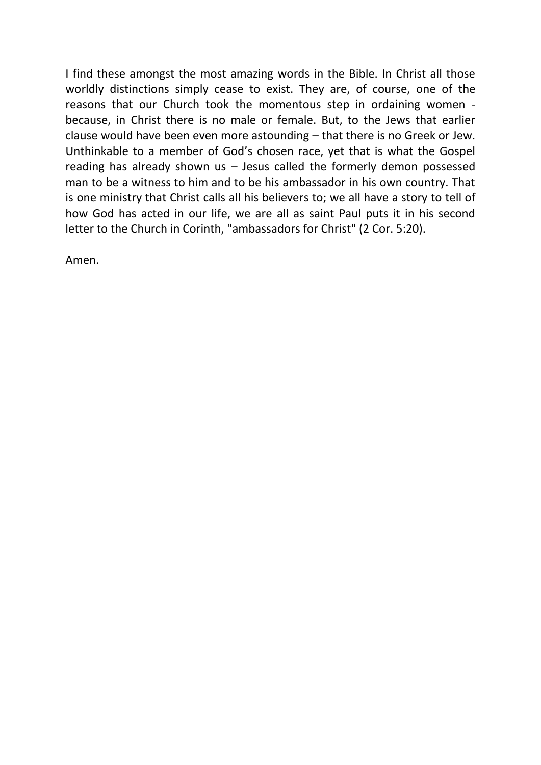I find these amongst the most amazing words in the Bible. In Christ all those worldly distinctions simply cease to exist. They are, of course, one of the reasons that our Church took the momentous step in ordaining women - because, in Christ there is no male or female. But, to the Jews that earlier clause would have been even more astounding – that there is no Greek or Jew. Unthinkable to a member of God's chosen race, yet that is what the Gospel reading has already shown us – Jesus called the formerly demon possessed man to be a witness to him and to be his ambassador in his own country. That is one ministry that Christ calls all his believers to; we all have a story to tell of how God has acted in our life, we are all as saint Paul puts it in his second letter to the Church in Corinth, "ambassadors for Christ" (2 Cor. 5:20).

Amen.